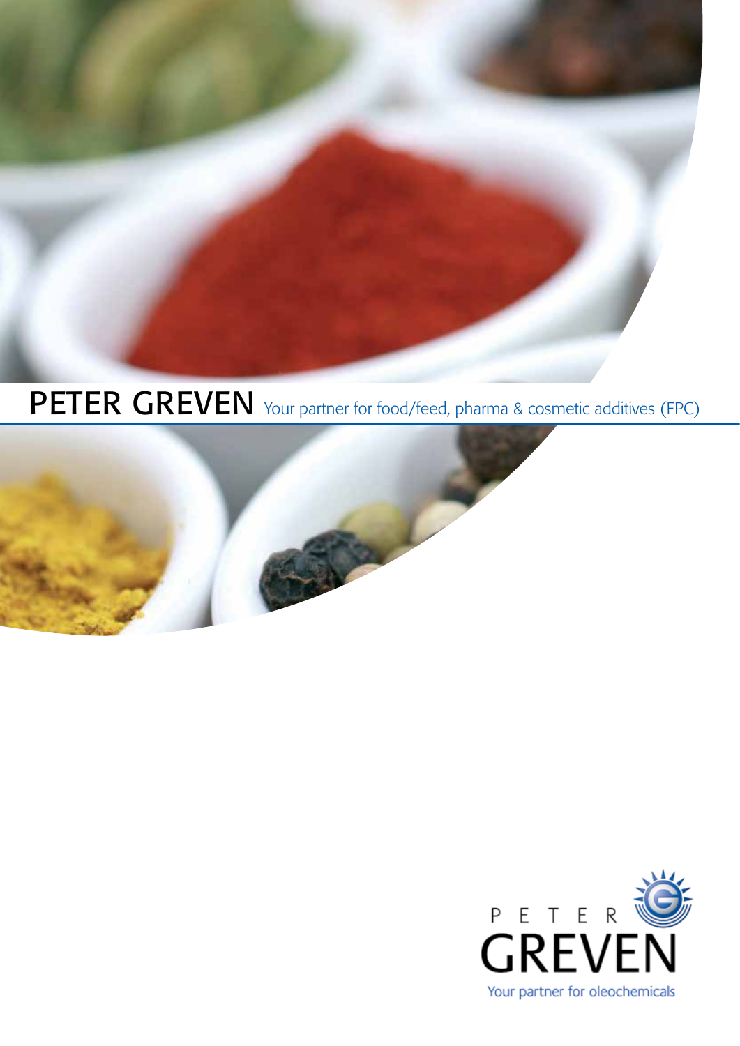# PETER GREVEN Your partner for food/feed, pharma & cosmetic additives (FPC)

PETER GREVEN

Your partner for oleochemicals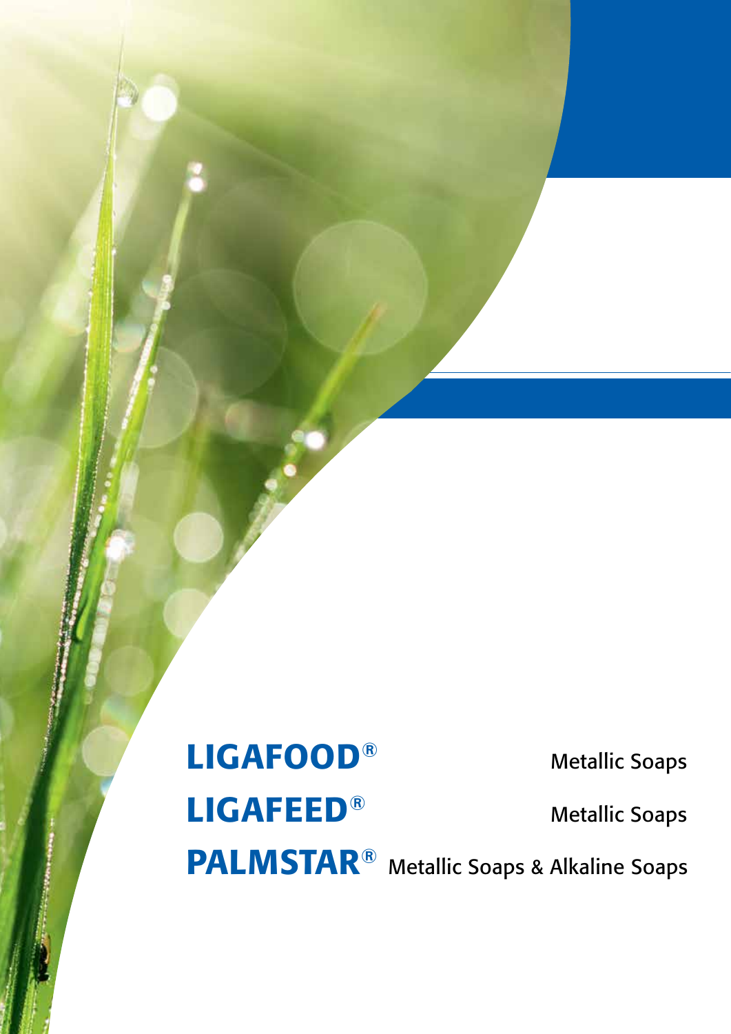**LIGAFOOD®** Metallic Soaps

**LIGAFEED®** Metallic Soaps

**PALMSTAR®** Metallic Soaps & Alkaline Soaps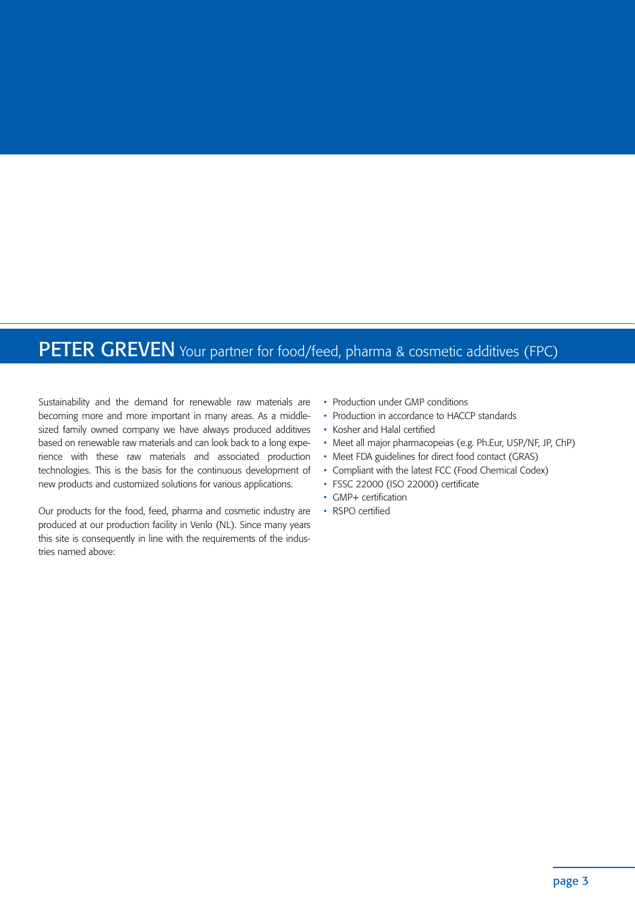# PETER GREVEN Your partner for food/feed, pharma & cosmetic additives (FPC)

Sustainability and the demand for renewable raw materials are becoming more and more important in many areas. As a middle-sized family owned company we have always produced additives based on renewable raw materials and can look back to a long experience with these raw materials and associated production technologies. This is the basis for the continuous development of new products and customized solutions for various applications.

Our products for the food, feed, pharma and cosmetic industry are produced at our production facility in Venlo (NL). Since many years this site is consequently in line with the requirements of the industries named above:

- Production under GMP conditions
- Production in accordance to HACCP standards
- Kosher and Halal certified
- Meet all major pharmacopeias (e.g. Ph.Eur, USP/NF, JP, ChP)
- Meet FDA guidelines for direct food contact (GRAS)
- Compliant with the latest FCC (Food Chemical Codex)
- FSSC 22000 (ISO 22000) certificate
- GMP+ certification
- RSPO certified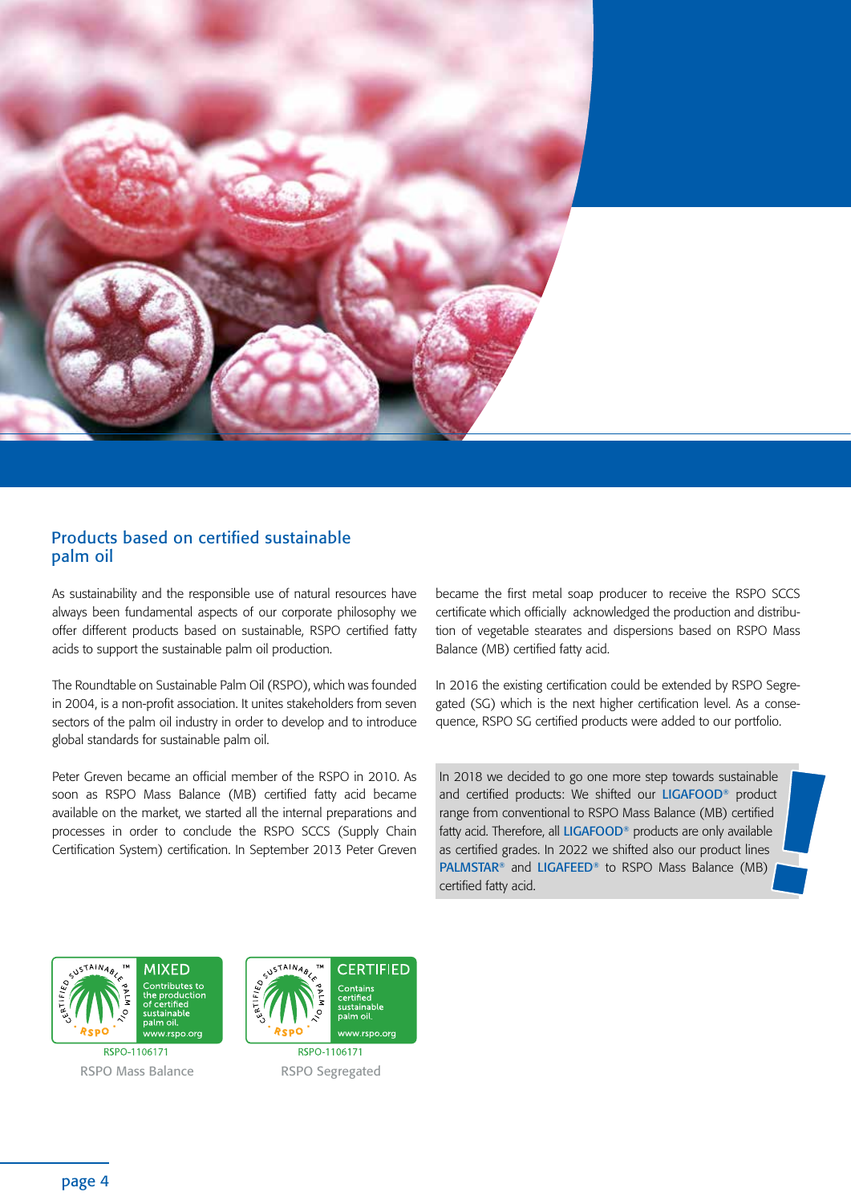## Products based on certified sustainable palm oil

As sustainability and the responsible use of natural resources have always been fundamental aspects of our corporate philosophy we offer different products based on sustainable, RSPO certified fatty acids to support the sustainable palm oil production.

The Roundtable on Sustainable Palm Oil (RSPO), which was founded in 2004, is a non-profit association. It unites stakeholders from seven sectors of the palm oil industry in order to develop and to introduce global standards for sustainable palm oil.

Peter Greven became an official member of the RSPO in 2010. As soon as RSPO Mass Balance (MB) certified fatty acid became available on the market, we started all the internal preparations and processes in order to conclude the RSPO SCCS (Supply Chain Certification System) certification. In September 2013 Peter Greven became the first metal soap producer to receive the RSPO SCCS certificate which officially acknowledged the production and distribution of vegetable stearates and dispersions based on RSPO Mass Balance (MB) certified fatty acid.

In 2016 the existing certification could be extended by RSPO Segregated (SG) which is the next higher certification level. As a consequence, RSPO SG certified products were added to our portfolio.

In 2018 we decided to go one more step towards sustainable and certified products: We shifted our **LIGAFOOD®** product range from conventional to RSPO Mass Balance (MB) certified fatty acid. Therefore, all **LIGAFOOD®** products are only available as certified grades. In 2022 we shifted also our product lines **PALMSTAR®** and **LIGAFEED®** to RSPO Mass Balance (MB) certified fatty acid.

MIXED – Contributes to the production of certified sustainable palm oil. www.rspo.org
RSPO-1106171
RSPO Mass Balance

CERTIFIED – Contains certified sustainable palm oil. www.rspo.org
RSPO-1106171
RSPO Segregated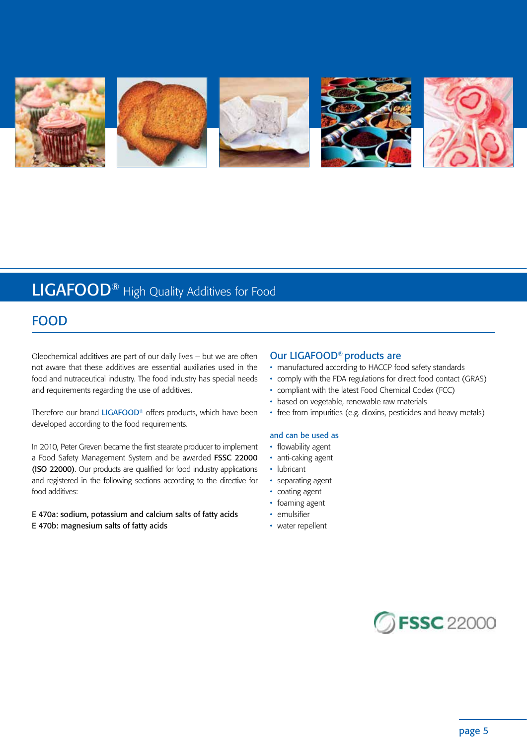# LIGAFOOD® High Quality Additives for Food

## FOOD

Oleochemical additives are part of our daily lives – but we are often not aware that these additives are essential auxiliaries used in the food and nutraceutical industry. The food industry has special needs and requirements regarding the use of additives.

Therefore our brand LIGAFOOD® offers products, which have been developed according to the food requirements.

In 2010, Peter Greven became the first stearate producer to implement a Food Safety Management System and be awarded **FSSC 22000 (ISO 22000)**. Our products are qualified for food industry applications and registered in the following sections according to the directive for food additives:

**E 470a: sodium, potassium and calcium salts of fatty acids**
**E 470b: magnesium salts of fatty acids**

### Our LIGAFOOD® products are

- manufactured according to HACCP food safety standards
- comply with the FDA regulations for direct food contact (GRAS)
- compliant with the latest Food Chemical Codex (FCC)
- based on vegetable, renewable raw materials
- free from impurities (e.g. dioxins, pesticides and heavy metals)

### and can be used as

- flowability agent
- anti-caking agent
- lubricant
- separating agent
- coating agent
- foaming agent
- emulsifier
- water repellent

FSSC 22000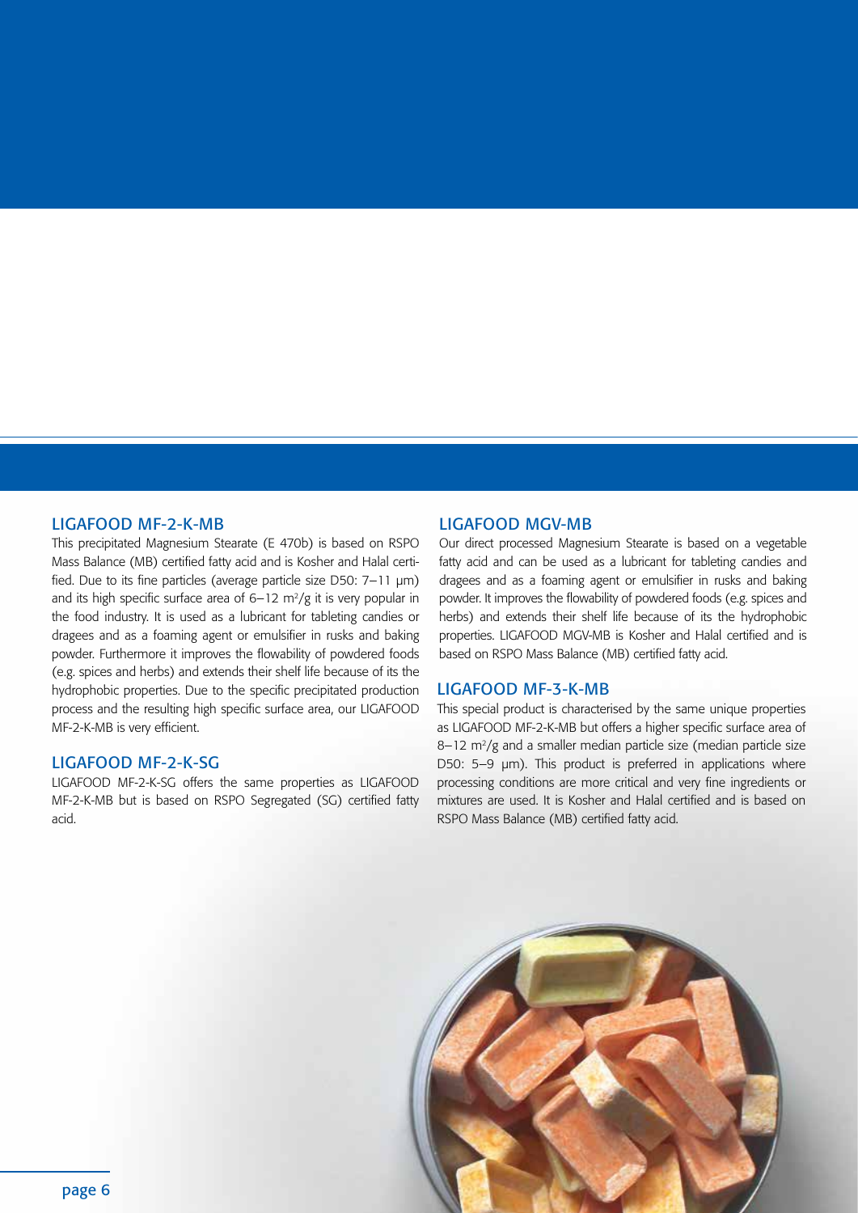## LIGAFOOD MF-2-K-MB

This precipitated Magnesium Stearate (E 470b) is based on RSPO Mass Balance (MB) certified fatty acid and is Kosher and Halal certified. Due to its fine particles (average particle size D50: 7–11 µm) and its high specific surface area of 6–12 $m^2/g$ it is very popular in the food industry. It is used as a lubricant for tableting candies or dragees and as a foaming agent or emulsifier in rusks and baking powder. Furthermore it improves the flowability of powdered foods (e.g. spices and herbs) and extends their shelf life because of its the hydrophobic properties. Due to the specific precipitated production process and the resulting high specific surface area, our LIGAFOOD MF-2-K-MB is very efficient.

## LIGAFOOD MF-2-K-SG

LIGAFOOD MF-2-K-SG offers the same properties as LIGAFOOD MF-2-K-MB but is based on RSPO Segregated (SG) certified fatty acid.

## LIGAFOOD MGV-MB

Our direct processed Magnesium Stearate is based on a vegetable fatty acid and can be used as a lubricant for tableting candies and dragees and as a foaming agent or emulsifier in rusks and baking powder. It improves the flowability of powdered foods (e.g. spices and herbs) and extends their shelf life because of its the hydrophobic properties. LIGAFOOD MGV-MB is Kosher and Halal certified and is based on RSPO Mass Balance (MB) certified fatty acid.

## LIGAFOOD MF-3-K-MB

This special product is characterised by the same unique properties as LIGAFOOD MF-2-K-MB but offers a higher specific surface area of 8–12 $m^2/g$ and a smaller median particle size (median particle size D50: 5–9 µm). This product is preferred in applications where processing conditions are more critical and very fine ingredients or mixtures are used. It is Kosher and Halal certified and is based on RSPO Mass Balance (MB) certified fatty acid.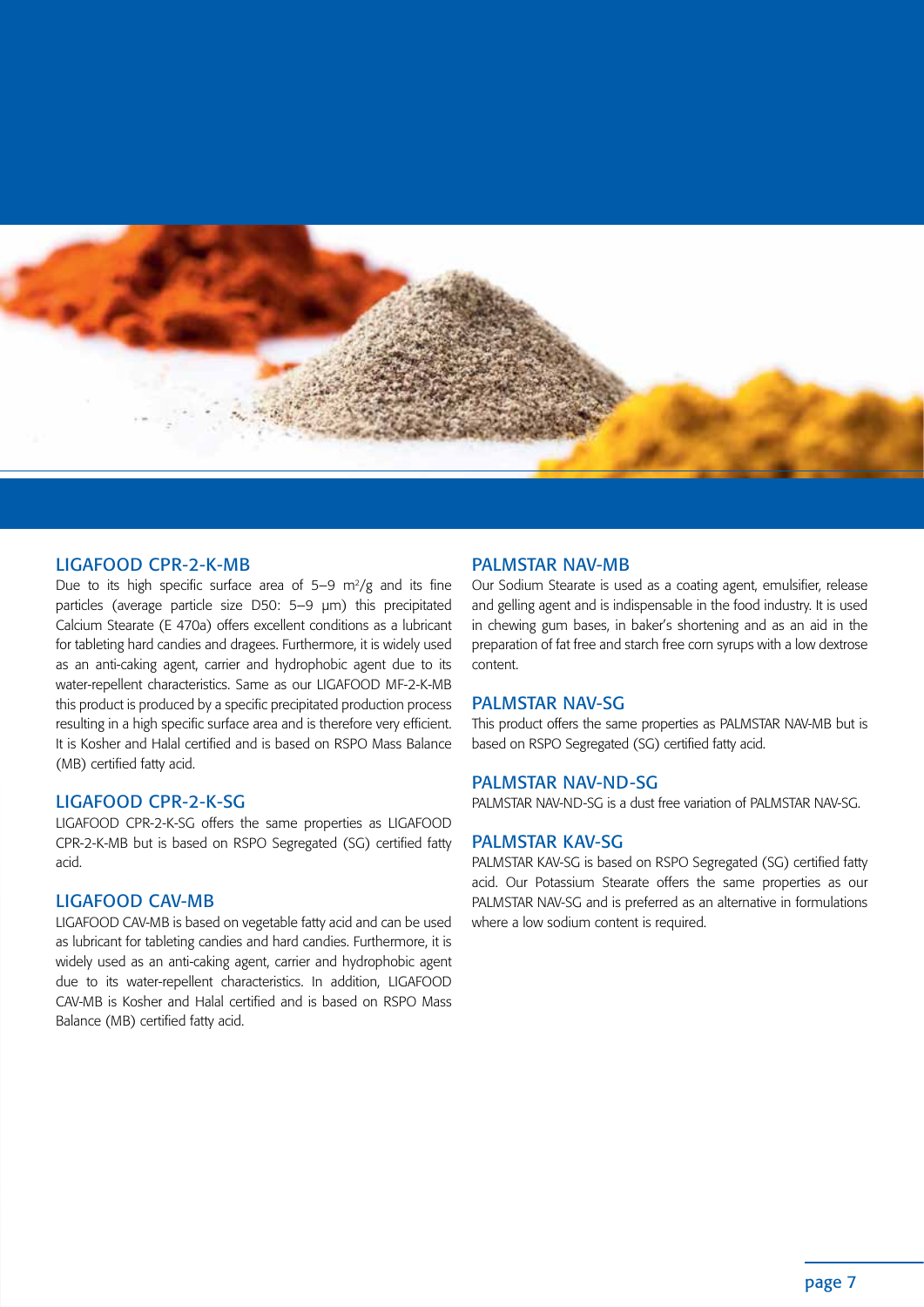## LIGAFOOD CPR-2-K-MB

Due to its high specific surface area of 5–9 $m^2/g$ and its fine particles (average particle size D50: 5–9 µm) this precipitated Calcium Stearate (E 470a) offers excellent conditions as a lubricant for tableting hard candies and dragees. Furthermore, it is widely used as an anti-caking agent, carrier and hydrophobic agent due to its water-repellent characteristics. Same as our LIGAFOOD MF-2-K-MB this product is produced by a specific precipitated production process resulting in a high specific surface area and is therefore very efficient. It is Kosher and Halal certified and is based on RSPO Mass Balance (MB) certified fatty acid.

## LIGAFOOD CPR-2-K-SG

LIGAFOOD CPR-2-K-SG offers the same properties as LIGAFOOD CPR-2-K-MB but is based on RSPO Segregated (SG) certified fatty acid.

## LIGAFOOD CAV-MB

LIGAFOOD CAV-MB is based on vegetable fatty acid and can be used as lubricant for tableting candies and hard candies. Furthermore, it is widely used as an anti-caking agent, carrier and hydrophobic agent due to its water-repellent characteristics. In addition, LIGAFOOD CAV-MB is Kosher and Halal certified and is based on RSPO Mass Balance (MB) certified fatty acid.

## PALMSTAR NAV-MB

Our Sodium Stearate is used as a coating agent, emulsifier, release and gelling agent and is indispensable in the food industry. It is used in chewing gum bases, in baker's shortening and as an aid in the preparation of fat free and starch free corn syrups with a low dextrose content.

## PALMSTAR NAV-SG

This product offers the same properties as PALMSTAR NAV-MB but is based on RSPO Segregated (SG) certified fatty acid.

## PALMSTAR NAV-ND-SG

PALMSTAR NAV-ND-SG is a dust free variation of PALMSTAR NAV-SG.

## PALMSTAR KAV-SG

PALMSTAR KAV-SG is based on RSPO Segregated (SG) certified fatty acid. Our Potassium Stearate offers the same properties as our PALMSTAR NAV-SG and is preferred as an alternative in formulations where a low sodium content is required.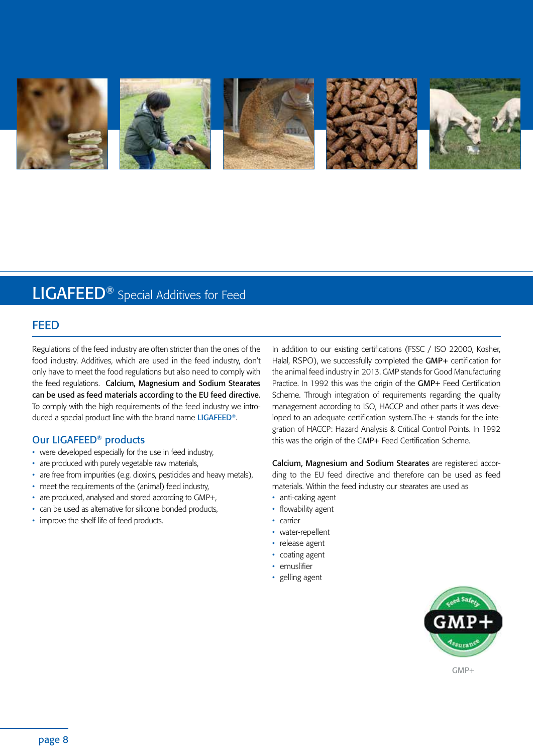# LIGAFEED® Special Additives for Feed

## FEED

Regulations of the feed industry are often stricter than the ones of the food industry. Additives, which are used in the feed industry, don't only have to meet the food regulations but also need to comply with the feed regulations. **Calcium, Magnesium and Sodium Stearates can be used as feed materials according to the EU feed directive.** To comply with the high requirements of the feed industry we introduced a special product line with the brand name LIGAFEED®.

### Our LIGAFEED® products

- were developed especially for the use in feed industry,
- are produced with purely vegetable raw materials,
- are free from impurities (e.g. dioxins, pesticides and heavy metals),
- meet the requirements of the (animal) feed industry,
- are produced, analysed and stored according to GMP+,
- can be used as alternative for silicone bonded products,
- improve the shelf life of feed products.

In addition to our existing certifications (FSSC / ISO 22000, Kosher, Halal, RSPO), we successfully completed the **GMP+** certification for the animal feed industry in 2013. GMP stands for Good Manufacturing Practice. In 1992 this was the origin of the **GMP+** Feed Certification Scheme. Through integration of requirements regarding the quality management according to ISO, HACCP and other parts it was developed to an adequate certification system.The **+** stands for the integration of HACCP: Hazard Analysis & Critical Control Points. In 1992 this was the origin of the GMP+ Feed Certification Scheme.

**Calcium, Magnesium and Sodium Stearates** are registered according to the EU feed directive and therefore can be used as feed materials. Within the feed industry our stearates are used as

- anti-caking agent
- flowability agent
- carrier
- water-repellent
- release agent
- coating agent
- emuslifier
- gelling agent

GMP+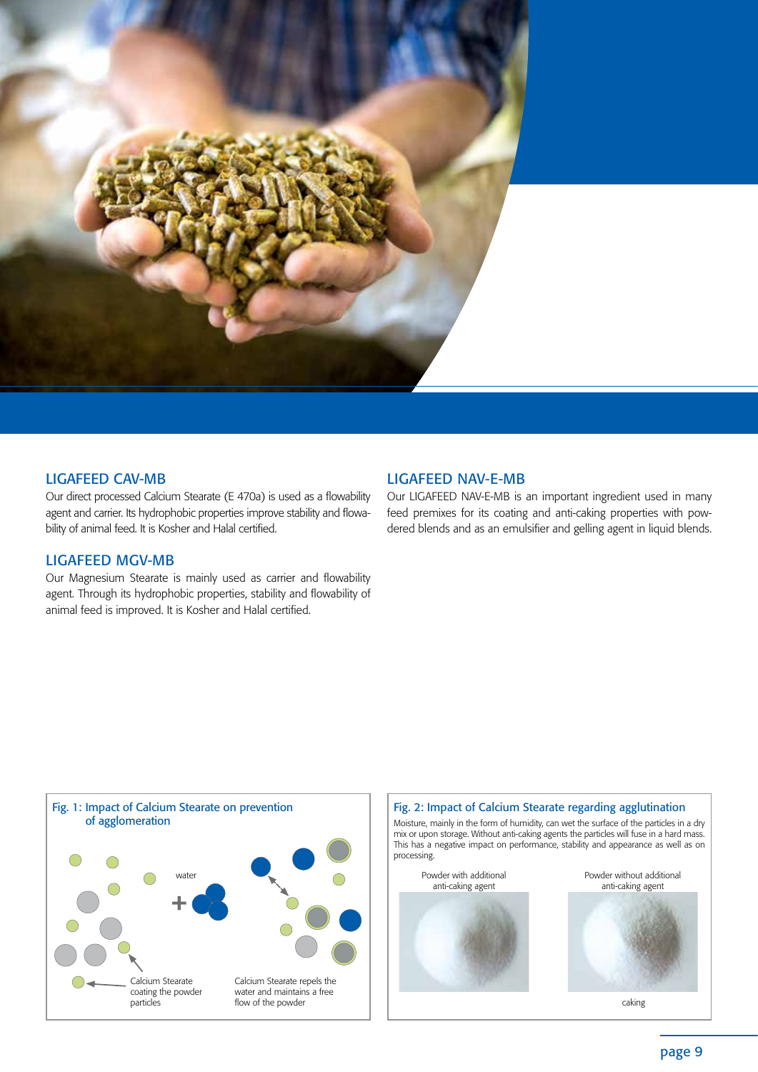## LIGAFEED CAV-MB

Our direct processed Calcium Stearate (E 470a) is used as a flowability agent and carrier. Its hydrophobic properties improve stability and flowability of animal feed. It is Kosher and Halal certified.

## LIGAFEED MGV-MB

Our Magnesium Stearate is mainly used as carrier and flowability agent. Through its hydrophobic properties, stability and flowability of animal feed is improved. It is Kosher and Halal certified.

## LIGAFEED NAV-E-MB

Our LIGAFEED NAV-E-MB is an important ingredient used in many feed premixes for its coating and anti-caking properties with powdered blends and as an emulsifier and gelling agent in liquid blends.

### Fig. 1: Impact of Calcium Stearate on prevention of agglomeration

water

Calcium Stearate coating the powder particles

Calcium Stearate repels the water and maintains a free flow of the powder

### Fig. 2: Impact of Calcium Stearate regarding agglutination

Moisture, mainly in the form of humidity, can wet the surface of the particles in a dry mix or upon storage. Without anti-caking agents the particles will fuse in a hard mass. This has a negative impact on performance, stability and appearance as well as on processing.

Powder with additional anti-caking agent

Powder without additional anti-caking agent

caking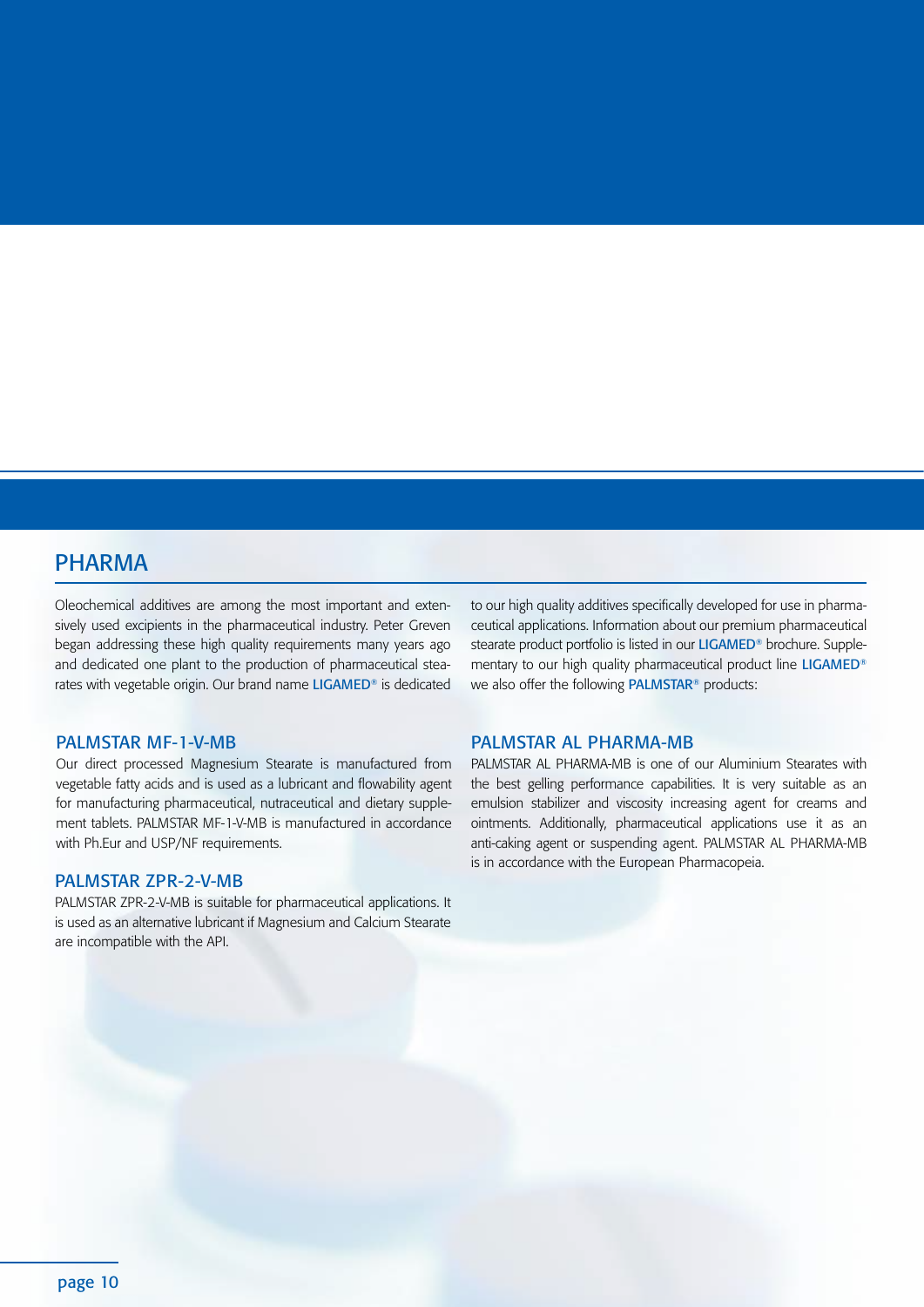# PHARMA

Oleochemical additives are among the most important and extensively used excipients in the pharmaceutical industry. Peter Greven began addressing these high quality requirements many years ago and dedicated one plant to the production of pharmaceutical stearates with vegetable origin. Our brand name **LIGAMED®** is dedicated to our high quality additives specifically developed for use in pharmaceutical applications. Information about our premium pharmaceutical stearate product portfolio is listed in our **LIGAMED®** brochure. Supplementary to our high quality pharmaceutical product line **LIGAMED®** we also offer the following **PALMSTAR®** products:

## PALMSTAR MF-1-V-MB

Our direct processed Magnesium Stearate is manufactured from vegetable fatty acids and is used as a lubricant and flowability agent for manufacturing pharmaceutical, nutraceutical and dietary supplement tablets. PALMSTAR MF-1-V-MB is manufactured in accordance with Ph.Eur and USP/NF requirements.

## PALMSTAR ZPR-2-V-MB

PALMSTAR ZPR-2-V-MB is suitable for pharmaceutical applications. It is used as an alternative lubricant if Magnesium and Calcium Stearate are incompatible with the API.

## PALMSTAR AL PHARMA-MB

PALMSTAR AL PHARMA-MB is one of our Aluminium Stearates with the best gelling performance capabilities. It is very suitable as an emulsion stabilizer and viscosity increasing agent for creams and ointments. Additionally, pharmaceutical applications use it as an anti-caking agent or suspending agent. PALMSTAR AL PHARMA-MB is in accordance with the European Pharmacopeia.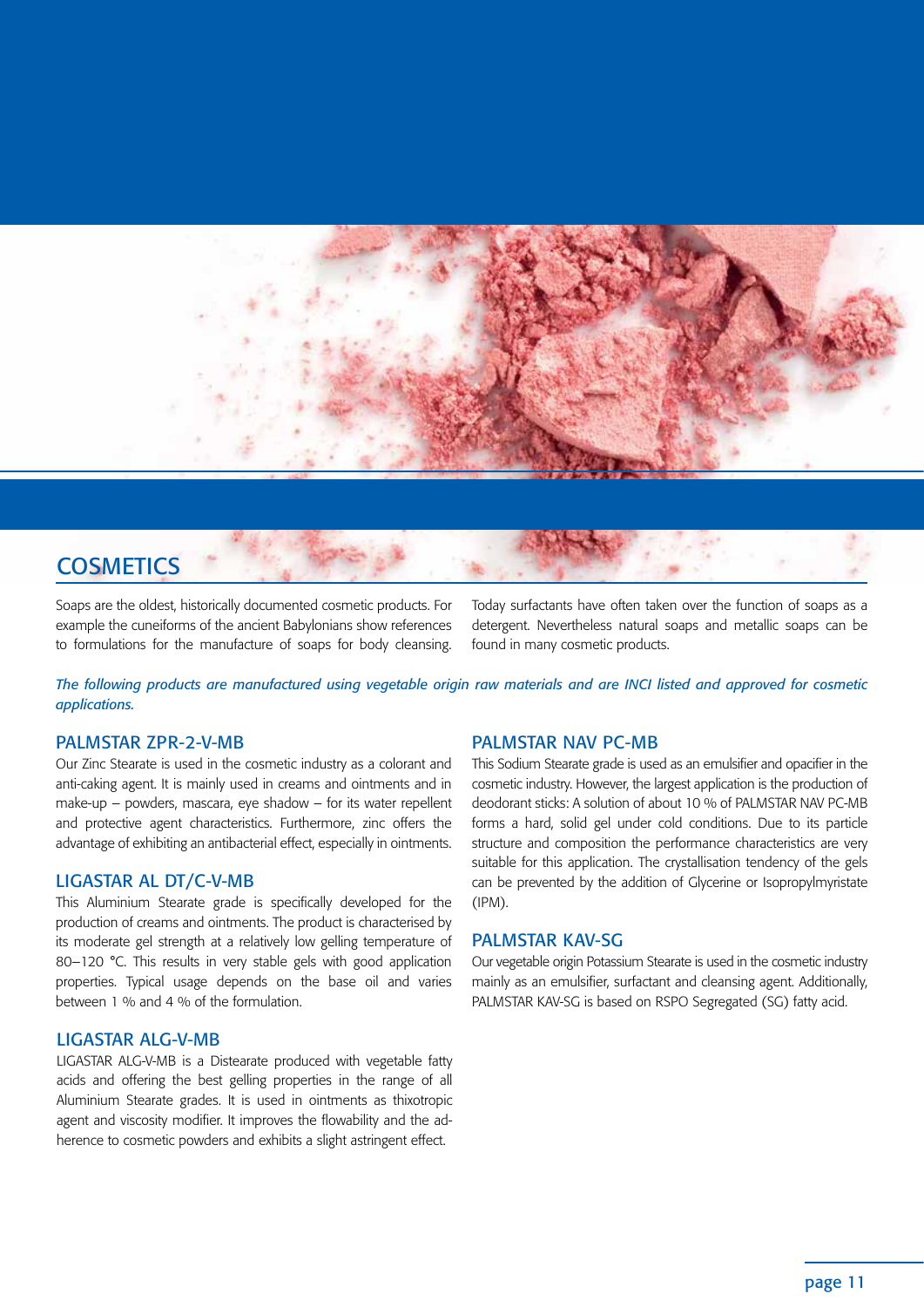# COSMETICS

Soaps are the oldest, historically documented cosmetic products. For example the cuneiforms of the ancient Babylonians show references to formulations for the manufacture of soaps for body cleansing. Today surfactants have often taken over the function of soaps as a detergent. Nevertheless natural soaps and metallic soaps can be found in many cosmetic products.

*The following products are manufactured using vegetable origin raw materials and are INCI listed and approved for cosmetic applications.*

## PALMSTAR ZPR-2-V-MB

Our Zinc Stearate is used in the cosmetic industry as a colorant and anti-caking agent. It is mainly used in creams and ointments and in make-up – powders, mascara, eye shadow – for its water repellent and protective agent characteristics. Furthermore, zinc offers the advantage of exhibiting an antibacterial effect, especially in ointments.

## LIGASTAR AL DT/C-V-MB

This Aluminium Stearate grade is specifically developed for the production of creams and ointments. The product is characterised by its moderate gel strength at a relatively low gelling temperature of 80–120 °C. This results in very stable gels with good application properties. Typical usage depends on the base oil and varies between 1 % and 4 % of the formulation.

## LIGASTAR ALG-V-MB

LIGASTAR ALG-V-MB is a Distearate produced with vegetable fatty acids and offering the best gelling properties in the range of all Aluminium Stearate grades. It is used in ointments as thixotropic agent and viscosity modifier. It improves the flowability and the adherence to cosmetic powders and exhibits a slight astringent effect.

## PALMSTAR NAV PC-MB

This Sodium Stearate grade is used as an emulsifier and opacifier in the cosmetic industry. However, the largest application is the production of deodorant sticks: A solution of about 10 % of PALMSTAR NAV PC-MB forms a hard, solid gel under cold conditions. Due to its particle structure and composition the performance characteristics are very suitable for this application. The crystallisation tendency of the gels can be prevented by the addition of Glycerine or Isopropylmyristate (IPM).

## PALMSTAR KAV-SG

Our vegetable origin Potassium Stearate is used in the cosmetic industry mainly as an emulsifier, surfactant and cleansing agent. Additionally, PALMSTAR KAV-SG is based on RSPO Segregated (SG) fatty acid.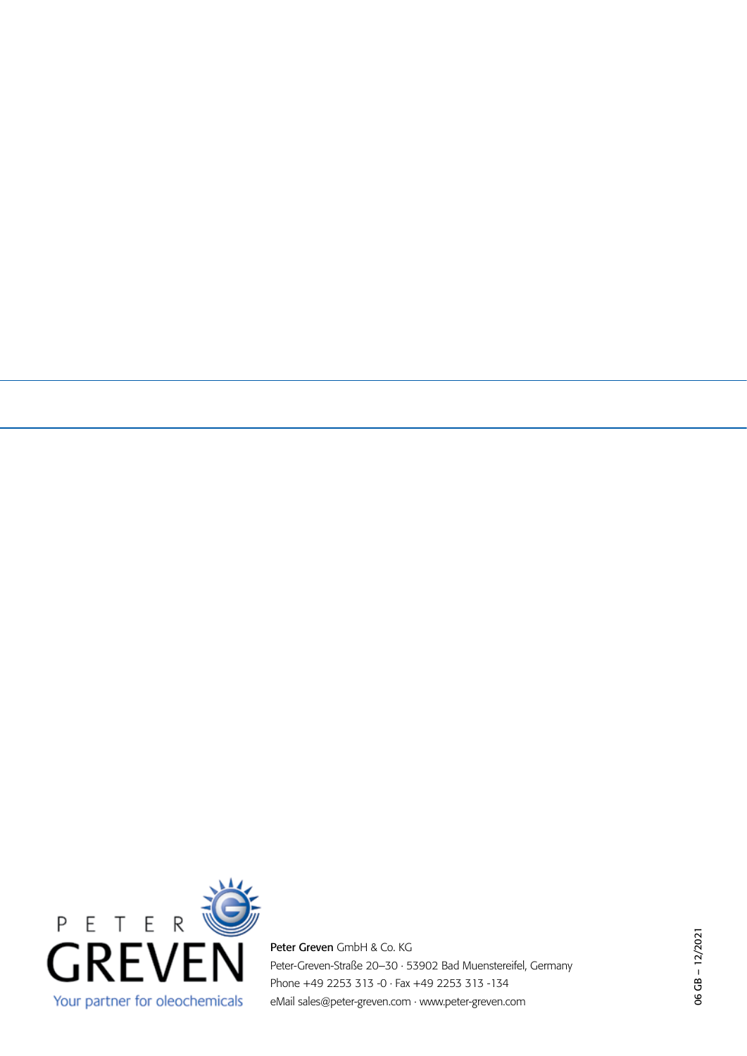PETER GREVEN

Your partner for oleochemicals

**Peter Greven** GmbH & Co. KG
Peter-Greven-Straße 20–30 · 53902 Bad Muenstereifel, Germany
Phone +49 2253 313 -0 · Fax +49 2253 313 -134
eMail sales@peter-greven.com · www.peter-greven.com

06 GB – 12/2021